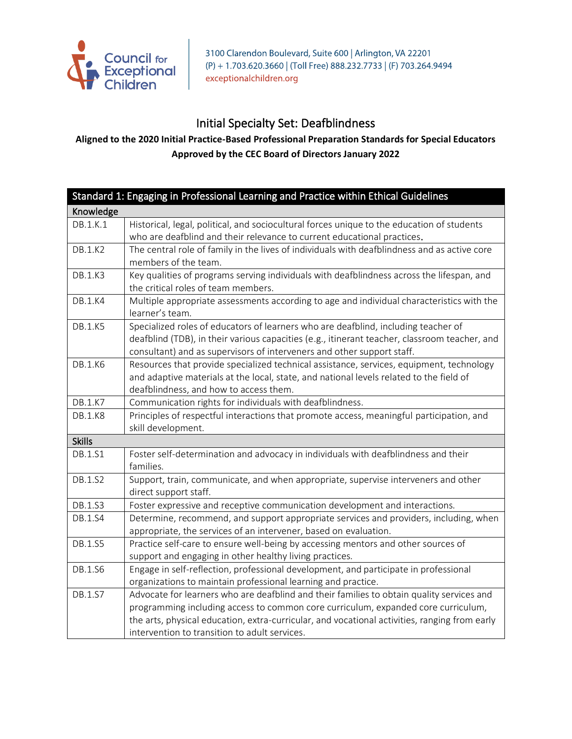Council for Exceptional Children

3100 Clarendon Boulevard, Suite 600 | Arlington, VA 22201
(P) + 1.703.620.3660 | (Toll Free) 888.232.7733 | (F) 703.264.9494
exceptionalchildren.org

# Initial Specialty Set: Deafblindness

**Aligned to the 2020 Initial Practice-Based Professional Preparation Standards for Special Educators**

**Approved by the CEC Board of Directors January 2022**

| Standard 1: Engaging in Professional Learning and Practice within Ethical Guidelines | |
|---|---|
| **Knowledge** | |
| DB.1.K.1 | Historical, legal, political, and sociocultural forces unique to the education of students who are deafblind and their relevance to current educational practices. |
| DB.1.K2 | The central role of family in the lives of individuals with deafblindness and as active core members of the team. |
| DB.1.K3 | Key qualities of programs serving individuals with deafblindness across the lifespan, and the critical roles of team members. |
| DB.1.K4 | Multiple appropriate assessments according to age and individual characteristics with the learner's team. |
| DB.1.K5 | Specialized roles of educators of learners who are deafblind, including teacher of deafblind (TDB), in their various capacities (e.g., itinerant teacher, classroom teacher, and consultant) and as supervisors of interveners and other support staff. |
| DB.1.K6 | Resources that provide specialized technical assistance, services, equipment, technology and adaptive materials at the local, state, and national levels related to the field of deafblindness, and how to access them. |
| DB.1.K7 | Communication rights for individuals with deafblindness. |
| DB.1.K8 | Principles of respectful interactions that promote access, meaningful participation, and skill development. |
| **Skills** | |
| DB.1.S1 | Foster self-determination and advocacy in individuals with deafblindness and their families. |
| DB.1.S2 | Support, train, communicate, and when appropriate, supervise interveners and other direct support staff. |
| DB.1.S3 | Foster expressive and receptive communication development and interactions. |
| DB.1.S4 | Determine, recommend, and support appropriate services and providers, including, when appropriate, the services of an intervener, based on evaluation. |
| DB.1.S5 | Practice self-care to ensure well-being by accessing mentors and other sources of support and engaging in other healthy living practices. |
| DB.1.S6 | Engage in self-reflection, professional development, and participate in professional organizations to maintain professional learning and practice. |
| DB.1.S7 | Advocate for learners who are deafblind and their families to obtain quality services and programming including access to common core curriculum, expanded core curriculum, the arts, physical education, extra-curricular, and vocational activities, ranging from early intervention to transition to adult services. |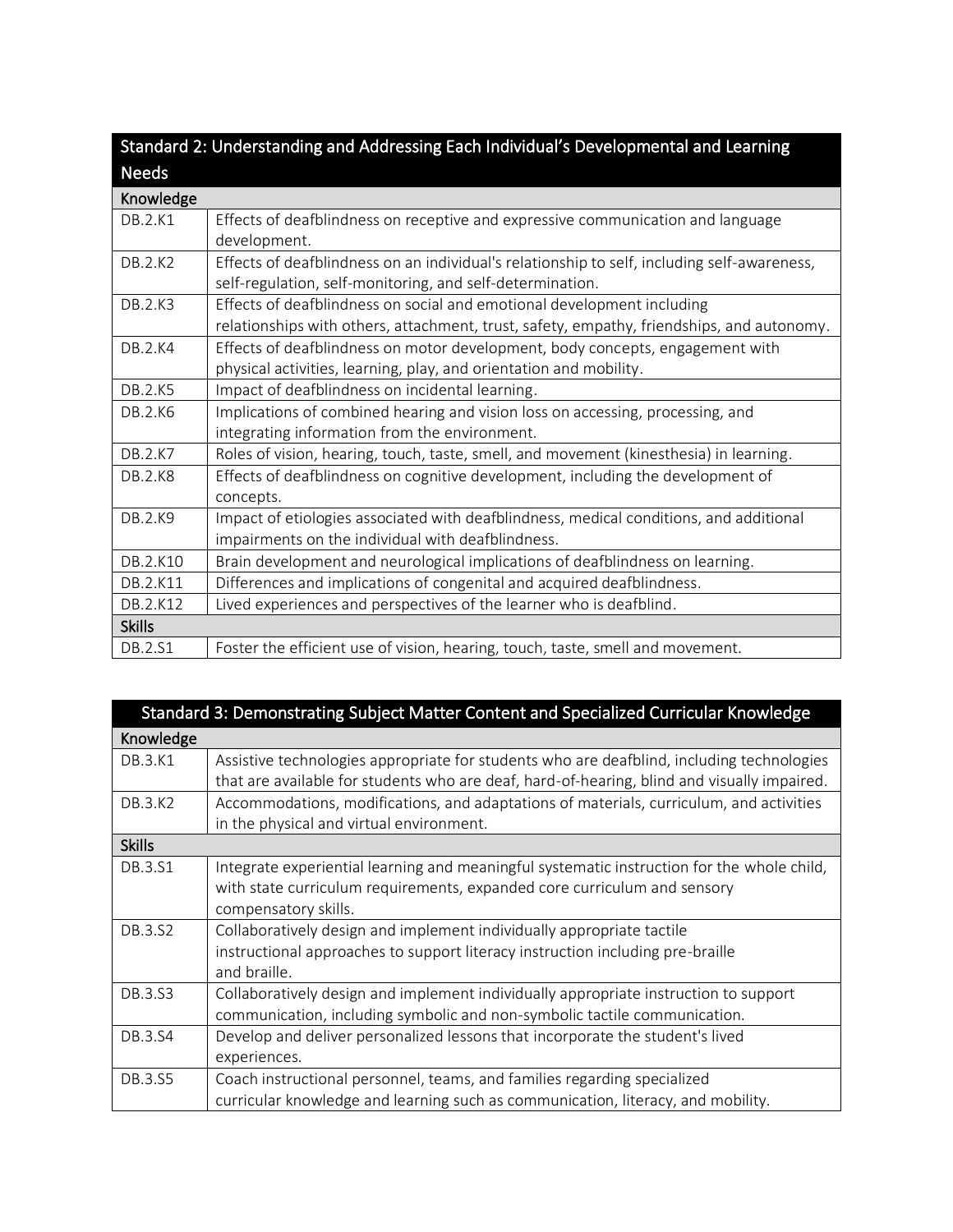| Standard 2: Understanding and Addressing Each Individual's Developmental and Learning Needs | |
|---|---|
| **Knowledge** | |
| DB.2.K1 | Effects of deafblindness on receptive and expressive communication and language development. |
| DB.2.K2 | Effects of deafblindness on an individual's relationship to self, including self-awareness, self-regulation, self-monitoring, and self-determination. |
| DB.2.K3 | Effects of deafblindness on social and emotional development including relationships with others, attachment, trust, safety, empathy, friendships, and autonomy. |
| DB.2.K4 | Effects of deafblindness on motor development, body concepts, engagement with physical activities, learning, play, and orientation and mobility. |
| DB.2.K5 | Impact of deafblindness on incidental learning. |
| DB.2.K6 | Implications of combined hearing and vision loss on accessing, processing, and integrating information from the environment. |
| DB.2.K7 | Roles of vision, hearing, touch, taste, smell, and movement (kinesthesia) in learning. |
| DB.2.K8 | Effects of deafblindness on cognitive development, including the development of concepts. |
| DB.2.K9 | Impact of etiologies associated with deafblindness, medical conditions, and additional impairments on the individual with deafblindness. |
| DB.2.K10 | Brain development and neurological implications of deafblindness on learning. |
| DB.2.K11 | Differences and implications of congenital and acquired deafblindness. |
| DB.2.K12 | Lived experiences and perspectives of the learner who is deafblind. |
| **Skills** | |
| DB.2.S1 | Foster the efficient use of vision, hearing, touch, taste, smell and movement. |

| Standard 3: Demonstrating Subject Matter Content and Specialized Curricular Knowledge | |
|---|---|
| **Knowledge** | |
| DB.3.K1 | Assistive technologies appropriate for students who are deafblind, including technologies that are available for students who are deaf, hard-of-hearing, blind and visually impaired. |
| DB.3.K2 | Accommodations, modifications, and adaptations of materials, curriculum, and activities in the physical and virtual environment. |
| **Skills** | |
| DB.3.S1 | Integrate experiential learning and meaningful systematic instruction for the whole child, with state curriculum requirements, expanded core curriculum and sensory compensatory skills. |
| DB.3.S2 | Collaboratively design and implement individually appropriate tactile instructional approaches to support literacy instruction including pre-braille and braille. |
| DB.3.S3 | Collaboratively design and implement individually appropriate instruction to support communication, including symbolic and non-symbolic tactile communication. |
| DB.3.S4 | Develop and deliver personalized lessons that incorporate the student's lived experiences. |
| DB.3.S5 | Coach instructional personnel, teams, and families regarding specialized curricular knowledge and learning such as communication, literacy, and mobility. |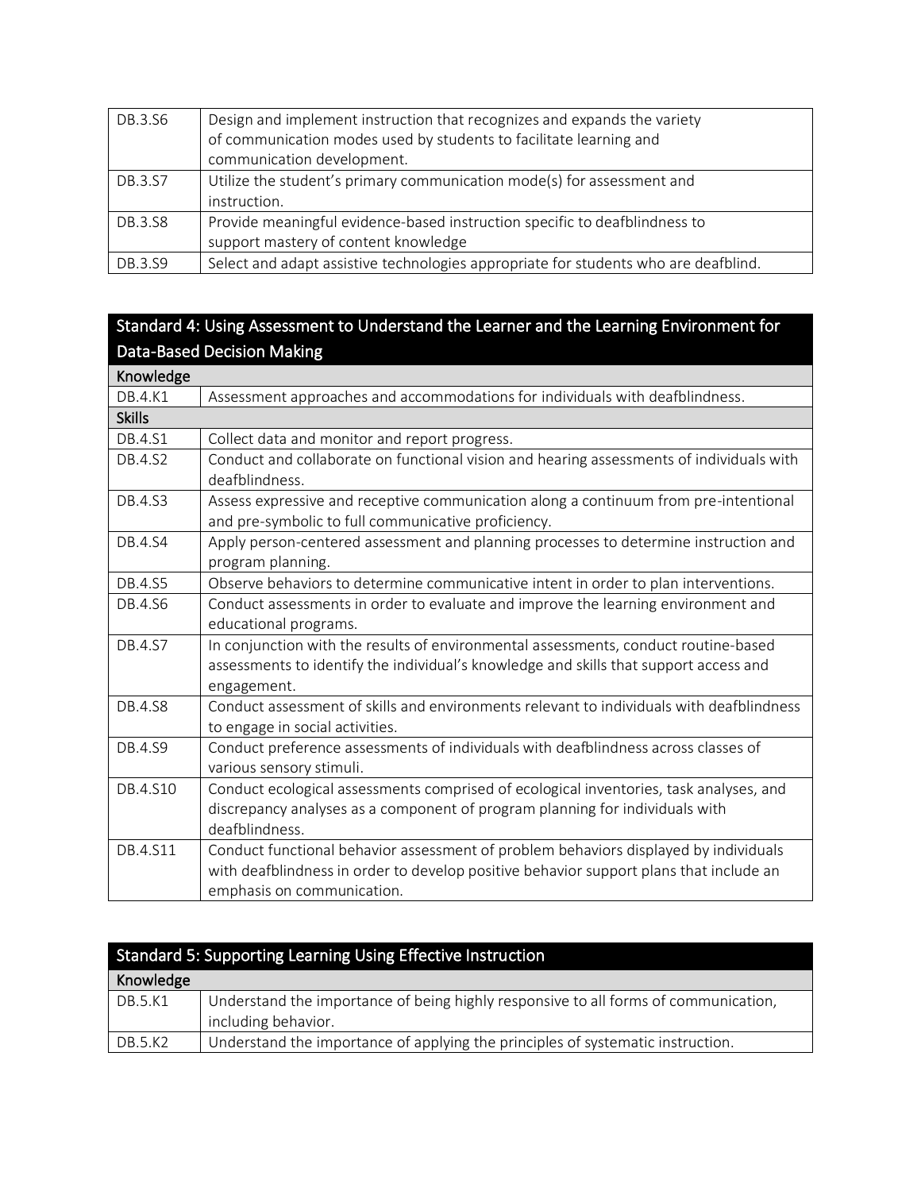| | |
|---|---|
| DB.3.S6 | Design and implement instruction that recognizes and expands the variety of communication modes used by students to facilitate learning and communication development. |
| DB.3.S7 | Utilize the student's primary communication mode(s) for assessment and instruction. |
| DB.3.S8 | Provide meaningful evidence-based instruction specific to deafblindness to support mastery of content knowledge |
| DB.3.S9 | Select and adapt assistive technologies appropriate for students who are deafblind. |

| Standard 4: Using Assessment to Understand the Learner and the Learning Environment for Data-Based Decision Making | |
|---|---|
| **Knowledge** | |
| DB.4.K1 | Assessment approaches and accommodations for individuals with deafblindness. |
| **Skills** | |
| DB.4.S1 | Collect data and monitor and report progress. |
| DB.4.S2 | Conduct and collaborate on functional vision and hearing assessments of individuals with deafblindness. |
| DB.4.S3 | Assess expressive and receptive communication along a continuum from pre-intentional and pre-symbolic to full communicative proficiency. |
| DB.4.S4 | Apply person-centered assessment and planning processes to determine instruction and program planning. |
| DB.4.S5 | Observe behaviors to determine communicative intent in order to plan interventions. |
| DB.4.S6 | Conduct assessments in order to evaluate and improve the learning environment and educational programs. |
| DB.4.S7 | In conjunction with the results of environmental assessments, conduct routine-based assessments to identify the individual's knowledge and skills that support access and engagement. |
| DB.4.S8 | Conduct assessment of skills and environments relevant to individuals with deafblindness to engage in social activities. |
| DB.4.S9 | Conduct preference assessments of individuals with deafblindness across classes of various sensory stimuli. |
| DB.4.S10 | Conduct ecological assessments comprised of ecological inventories, task analyses, and discrepancy analyses as a component of program planning for individuals with deafblindness. |
| DB.4.S11 | Conduct functional behavior assessment of problem behaviors displayed by individuals with deafblindness in order to develop positive behavior support plans that include an emphasis on communication. |

| Standard 5: Supporting Learning Using Effective Instruction | |
|---|---|
| **Knowledge** | |
| DB.5.K1 | Understand the importance of being highly responsive to all forms of communication, including behavior. |
| DB.5.K2 | Understand the importance of applying the principles of systematic instruction. |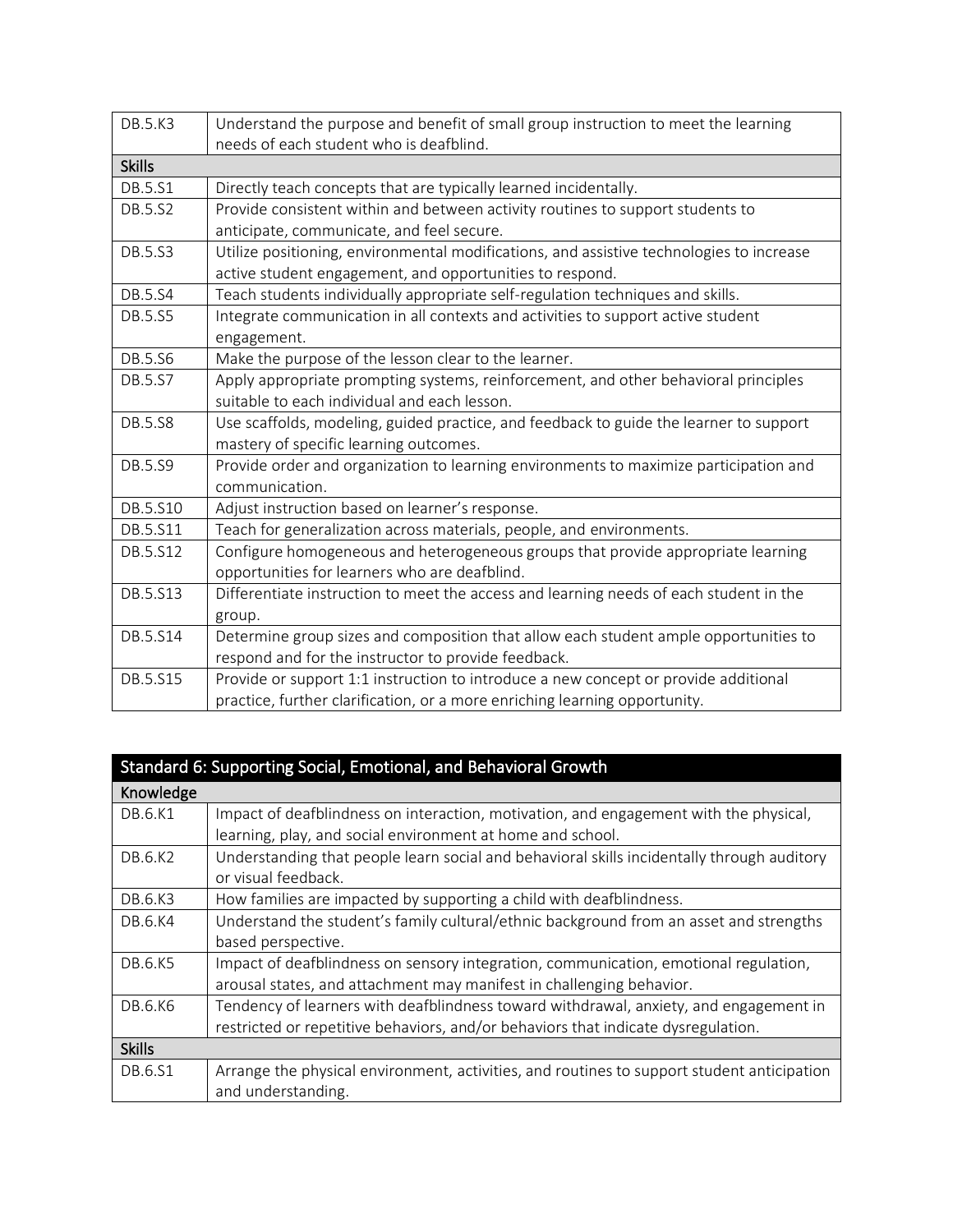| | |
|---|---|
| DB.5.K3 | Understand the purpose and benefit of small group instruction to meet the learning needs of each student who is deafblind. |
| **Skills** | |
| DB.5.S1 | Directly teach concepts that are typically learned incidentally. |
| DB.5.S2 | Provide consistent within and between activity routines to support students to anticipate, communicate, and feel secure. |
| DB.5.S3 | Utilize positioning, environmental modifications, and assistive technologies to increase active student engagement, and opportunities to respond. |
| DB.5.S4 | Teach students individually appropriate self-regulation techniques and skills. |
| DB.5.S5 | Integrate communication in all contexts and activities to support active student engagement. |
| DB.5.S6 | Make the purpose of the lesson clear to the learner. |
| DB.5.S7 | Apply appropriate prompting systems, reinforcement, and other behavioral principles suitable to each individual and each lesson. |
| DB.5.S8 | Use scaffolds, modeling, guided practice, and feedback to guide the learner to support mastery of specific learning outcomes. |
| DB.5.S9 | Provide order and organization to learning environments to maximize participation and communication. |
| DB.5.S10 | Adjust instruction based on learner's response. |
| DB.5.S11 | Teach for generalization across materials, people, and environments. |
| DB.5.S12 | Configure homogeneous and heterogeneous groups that provide appropriate learning opportunities for learners who are deafblind. |
| DB.5.S13 | Differentiate instruction to meet the access and learning needs of each student in the group. |
| DB.5.S14 | Determine group sizes and composition that allow each student ample opportunities to respond and for the instructor to provide feedback. |
| DB.5.S15 | Provide or support 1:1 instruction to introduce a new concept or provide additional practice, further clarification, or a more enriching learning opportunity. |

| Standard 6: Supporting Social, Emotional, and Behavioral Growth | |
|---|---|
| **Knowledge** | |
| DB.6.K1 | Impact of deafblindness on interaction, motivation, and engagement with the physical, learning, play, and social environment at home and school. |
| DB.6.K2 | Understanding that people learn social and behavioral skills incidentally through auditory or visual feedback. |
| DB.6.K3 | How families are impacted by supporting a child with deafblindness. |
| DB.6.K4 | Understand the student's family cultural/ethnic background from an asset and strengths based perspective. |
| DB.6.K5 | Impact of deafblindness on sensory integration, communication, emotional regulation, arousal states, and attachment may manifest in challenging behavior. |
| DB.6.K6 | Tendency of learners with deafblindness toward withdrawal, anxiety, and engagement in restricted or repetitive behaviors, and/or behaviors that indicate dysregulation. |
| **Skills** | |
| DB.6.S1 | Arrange the physical environment, activities, and routines to support student anticipation and understanding. |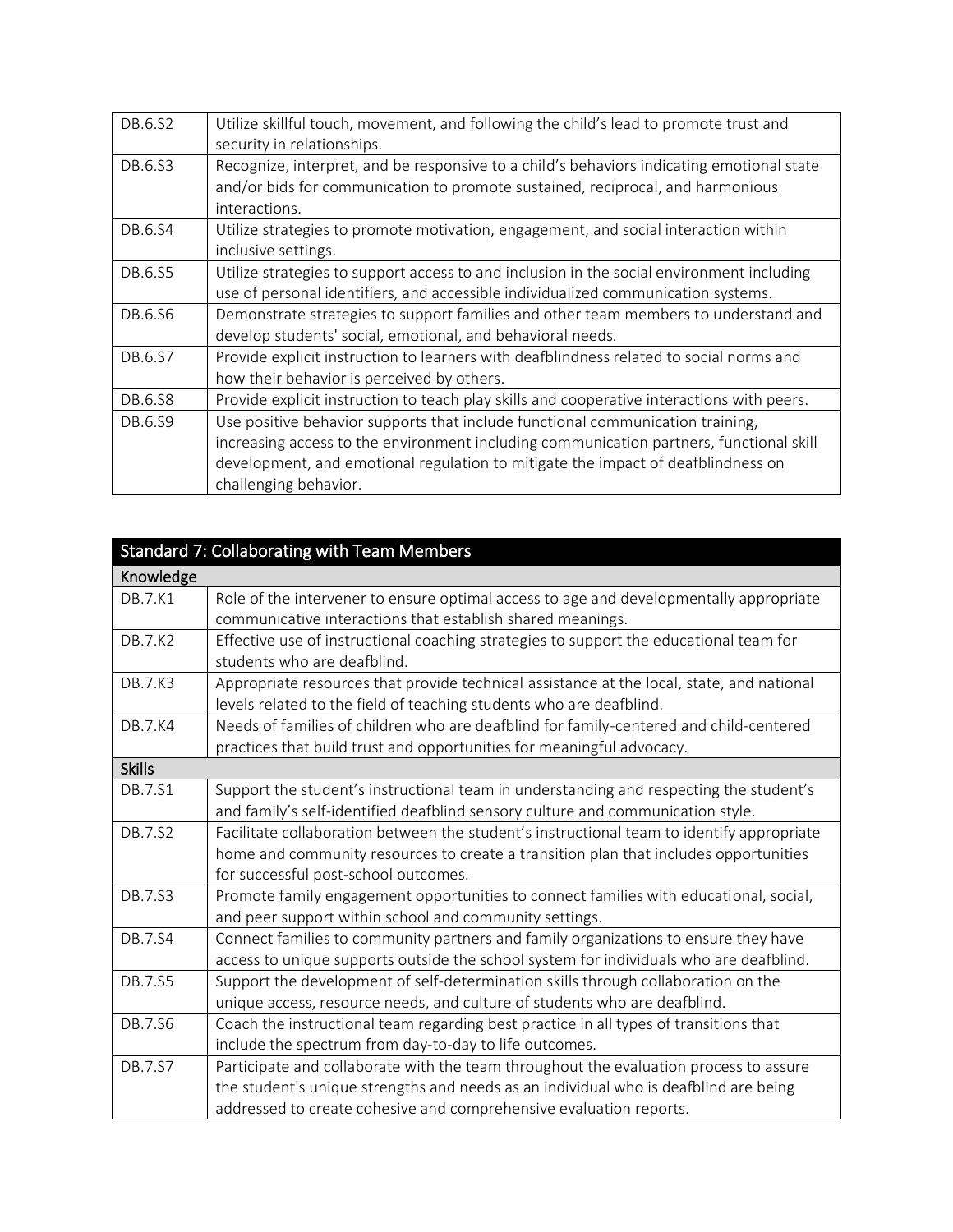| | |
|---|---|
| DB.6.S2 | Utilize skillful touch, movement, and following the child's lead to promote trust and security in relationships. |
| DB.6.S3 | Recognize, interpret, and be responsive to a child's behaviors indicating emotional state and/or bids for communication to promote sustained, reciprocal, and harmonious interactions. |
| DB.6.S4 | Utilize strategies to promote motivation, engagement, and social interaction within inclusive settings. |
| DB.6.S5 | Utilize strategies to support access to and inclusion in the social environment including use of personal identifiers, and accessible individualized communication systems. |
| DB.6.S6 | Demonstrate strategies to support families and other team members to understand and develop students' social, emotional, and behavioral needs. |
| DB.6.S7 | Provide explicit instruction to learners with deafblindness related to social norms and how their behavior is perceived by others. |
| DB.6.S8 | Provide explicit instruction to teach play skills and cooperative interactions with peers. |
| DB.6.S9 | Use positive behavior supports that include functional communication training, increasing access to the environment including communication partners, functional skill development, and emotional regulation to mitigate the impact of deafblindness on challenging behavior. |

| Standard 7: Collaborating with Team Members | |
|---|---|
| **Knowledge** | |
| DB.7.K1 | Role of the intervener to ensure optimal access to age and developmentally appropriate communicative interactions that establish shared meanings. |
| DB.7.K2 | Effective use of instructional coaching strategies to support the educational team for students who are deafblind. |
| DB.7.K3 | Appropriate resources that provide technical assistance at the local, state, and national levels related to the field of teaching students who are deafblind. |
| DB.7.K4 | Needs of families of children who are deafblind for family-centered and child-centered practices that build trust and opportunities for meaningful advocacy. |
| **Skills** | |
| DB.7.S1 | Support the student's instructional team in understanding and respecting the student's and family's self-identified deafblind sensory culture and communication style. |
| DB.7.S2 | Facilitate collaboration between the student's instructional team to identify appropriate home and community resources to create a transition plan that includes opportunities for successful post-school outcomes. |
| DB.7.S3 | Promote family engagement opportunities to connect families with educational, social, and peer support within school and community settings. |
| DB.7.S4 | Connect families to community partners and family organizations to ensure they have access to unique supports outside the school system for individuals who are deafblind. |
| DB.7.S5 | Support the development of self-determination skills through collaboration on the unique access, resource needs, and culture of students who are deafblind. |
| DB.7.S6 | Coach the instructional team regarding best practice in all types of transitions that include the spectrum from day-to-day to life outcomes. |
| DB.7.S7 | Participate and collaborate with the team throughout the evaluation process to assure the student's unique strengths and needs as an individual who is deafblind are being addressed to create cohesive and comprehensive evaluation reports. |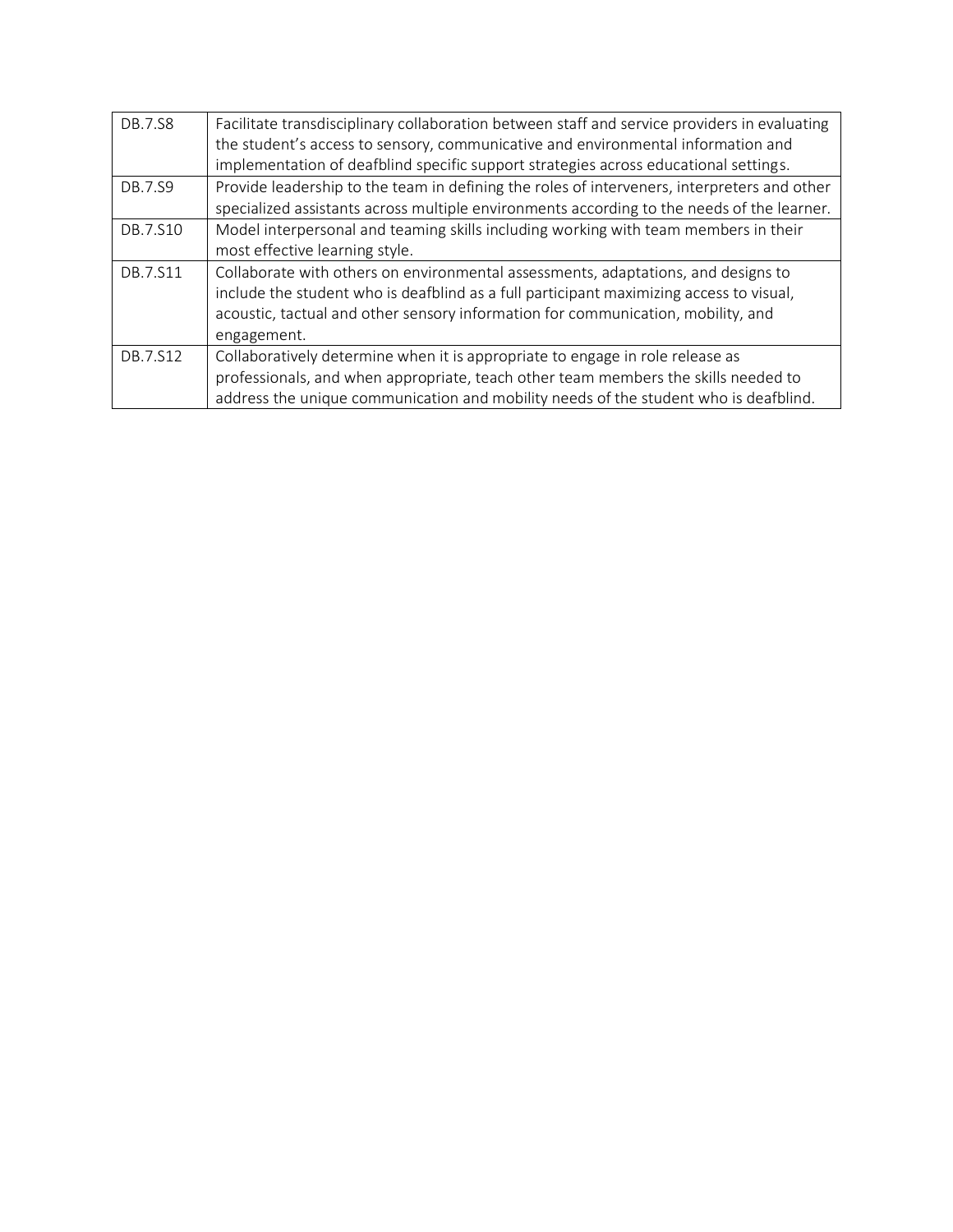| | |
|---|---|
| DB.7.S8 | Facilitate transdisciplinary collaboration between staff and service providers in evaluating the student's access to sensory, communicative and environmental information and implementation of deafblind specific support strategies across educational settings. |
| DB.7.S9 | Provide leadership to the team in defining the roles of interveners, interpreters and other specialized assistants across multiple environments according to the needs of the learner. |
| DB.7.S10 | Model interpersonal and teaming skills including working with team members in their most effective learning style. |
| DB.7.S11 | Collaborate with others on environmental assessments, adaptations, and designs to include the student who is deafblind as a full participant maximizing access to visual, acoustic, tactual and other sensory information for communication, mobility, and engagement. |
| DB.7.S12 | Collaboratively determine when it is appropriate to engage in role release as professionals, and when appropriate, teach other team members the skills needed to address the unique communication and mobility needs of the student who is deafblind. |